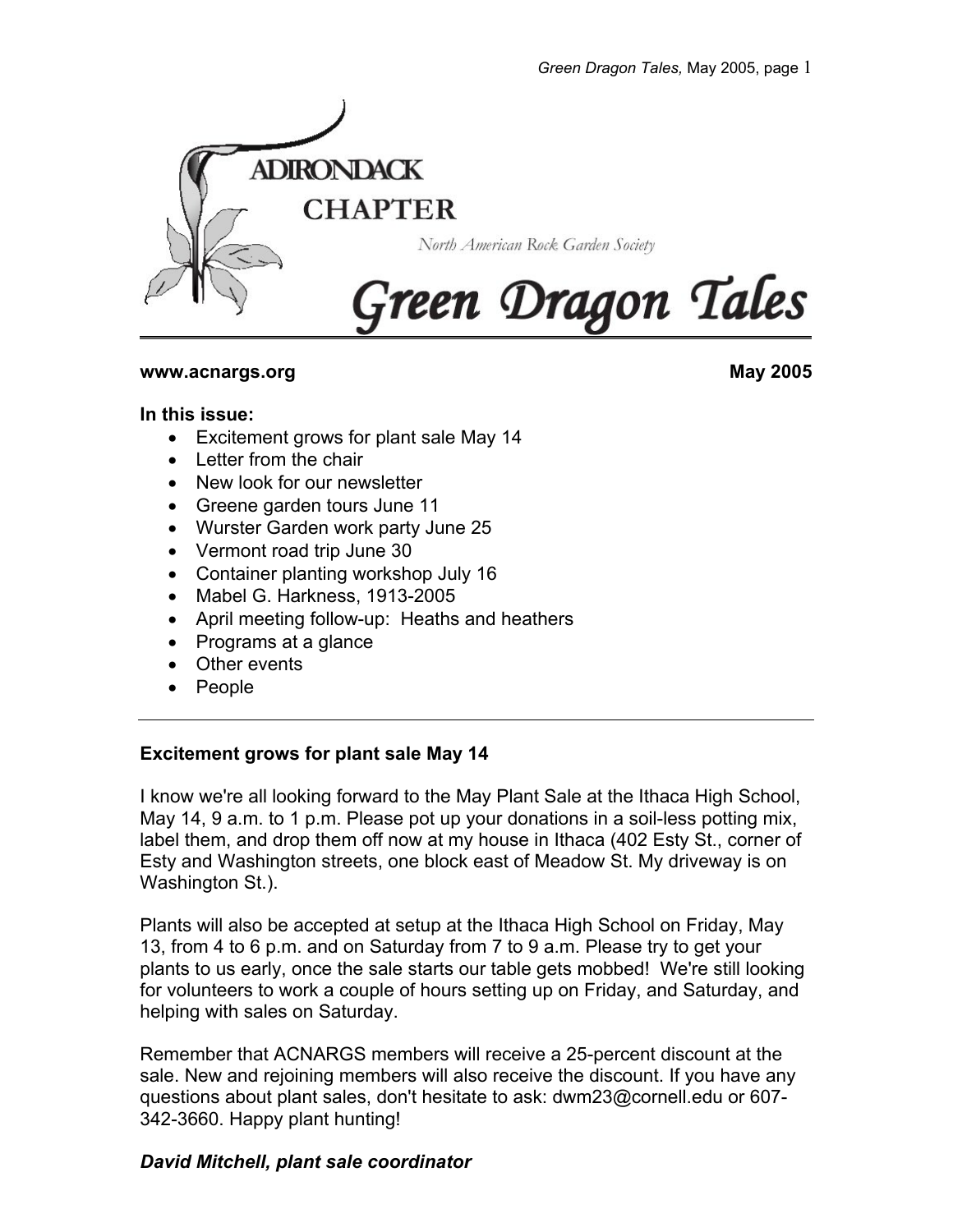# Green Dragon Tales

ADIRONDACK CHAPTER

North American Rock Garden Society

**www.acnargs.org** **May 2005**

**In this issue:**

- Excitement grows for plant sale May 14
- Letter from the chair
- New look for our newsletter
- Greene garden tours June 11
- Wurster Garden work party June 25
- Vermont road trip June 30
- Container planting workshop July 16
- Mabel G. Harkness, 1913-2005
- April meeting follow-up: Heaths and heathers
- Programs at a glance
- Other events
- People

---

## Excitement grows for plant sale May 14

I know we're all looking forward to the May Plant Sale at the Ithaca High School, May 14, 9 a.m. to 1 p.m. Please pot up your donations in a soil-less potting mix, label them, and drop them off now at my house in Ithaca (402 Esty St., corner of Esty and Washington streets, one block east of Meadow St. My driveway is on Washington St.).

Plants will also be accepted at setup at the Ithaca High School on Friday, May 13, from 4 to 6 p.m. and on Saturday from 7 to 9 a.m. Please try to get your plants to us early, once the sale starts our table gets mobbed! We're still looking for volunteers to work a couple of hours setting up on Friday, and Saturday, and helping with sales on Saturday.

Remember that ACNARGS members will receive a 25-percent discount at the sale. New and rejoining members will also receive the discount. If you have any questions about plant sales, don't hesitate to ask: dwm23@cornell.edu or 607-342-3660. Happy plant hunting!

***David Mitchell, plant sale coordinator***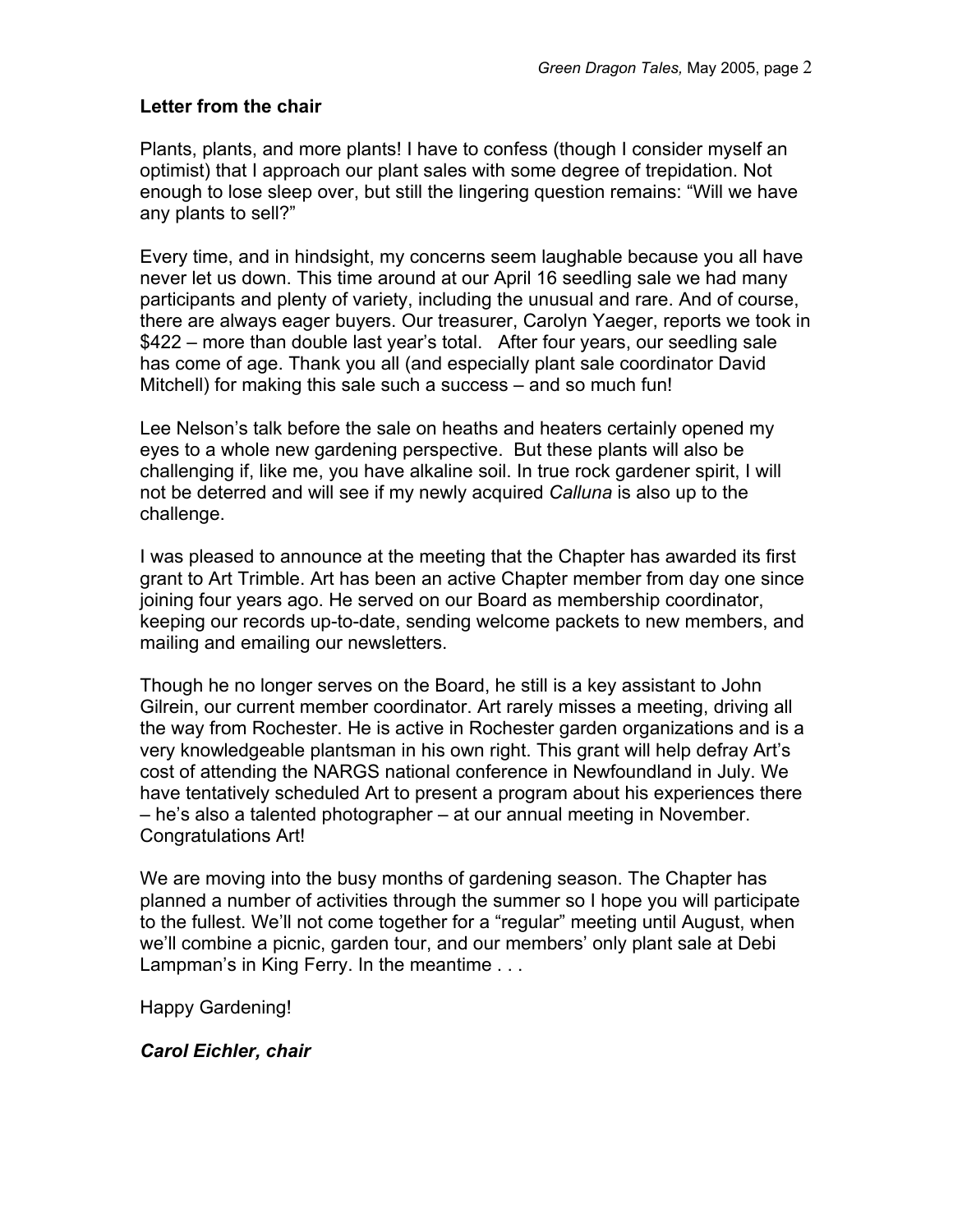## Letter from the chair

Plants, plants, and more plants! I have to confess (though I consider myself an optimist) that I approach our plant sales with some degree of trepidation. Not enough to lose sleep over, but still the lingering question remains: "Will we have any plants to sell?"

Every time, and in hindsight, my concerns seem laughable because you all have never let us down. This time around at our April 16 seedling sale we had many participants and plenty of variety, including the unusual and rare. And of course, there are always eager buyers. Our treasurer, Carolyn Yaeger, reports we took in $422 – more than double last year's total. After four years, our seedling sale has come of age. Thank you all (and especially plant sale coordinator David Mitchell) for making this sale such a success – and so much fun!

Lee Nelson's talk before the sale on heaths and heaters certainly opened my eyes to a whole new gardening perspective. But these plants will also be challenging if, like me, you have alkaline soil. In true rock gardener spirit, I will not be deterred and will see if my newly acquired *Calluna* is also up to the challenge.

I was pleased to announce at the meeting that the Chapter has awarded its first grant to Art Trimble. Art has been an active Chapter member from day one since joining four years ago. He served on our Board as membership coordinator, keeping our records up-to-date, sending welcome packets to new members, and mailing and emailing our newsletters.

Though he no longer serves on the Board, he still is a key assistant to John Gilrein, our current member coordinator. Art rarely misses a meeting, driving all the way from Rochester. He is active in Rochester garden organizations and is a very knowledgeable plantsman in his own right. This grant will help defray Art's cost of attending the NARGS national conference in Newfoundland in July. We have tentatively scheduled Art to present a program about his experiences there – he's also a talented photographer – at our annual meeting in November. Congratulations Art!

We are moving into the busy months of gardening season. The Chapter has planned a number of activities through the summer so I hope you will participate to the fullest. We'll not come together for a "regular" meeting until August, when we'll combine a picnic, garden tour, and our members' only plant sale at Debi Lampman's in King Ferry. In the meantime . . .

Happy Gardening!

***Carol Eichler, chair***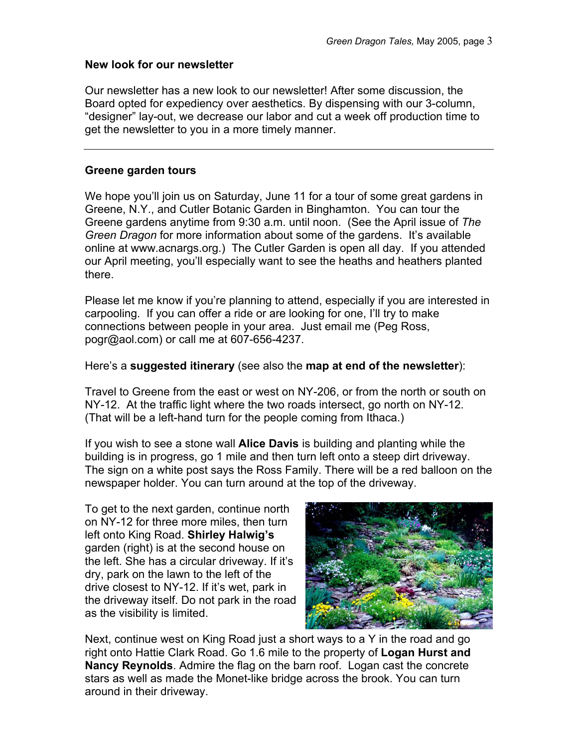## New look for our newsletter

Our newsletter has a new look to our newsletter! After some discussion, the Board opted for expediency over aesthetics. By dispensing with our 3-column, “designer” lay-out, we decrease our labor and cut a week off production time to get the newsletter to you in a more timely manner.

---

## Greene garden tours

We hope you’ll join us on Saturday, June 11 for a tour of some great gardens in Greene, N.Y., and Cutler Botanic Garden in Binghamton. You can tour the Greene gardens anytime from 9:30 a.m. until noon. (See the April issue of *The Green Dragon* for more information about some of the gardens. It’s available online at www.acnargs.org.) The Cutler Garden is open all day. If you attended our April meeting, you’ll especially want to see the heaths and heathers planted there.

Please let me know if you’re planning to attend, especially if you are interested in carpooling. If you can offer a ride or are looking for one, I’ll try to make connections between people in your area. Just email me (Peg Ross, pogr@aol.com) or call me at 607-656-4237.

Here’s a **suggested itinerary** (see also the **map at end of the newsletter**):

Travel to Greene from the east or west on NY-206, or from the north or south on NY-12. At the traffic light where the two roads intersect, go north on NY-12. (That will be a left-hand turn for the people coming from Ithaca.)

If you wish to see a stone wall **Alice Davis** is building and planting while the building is in progress, go 1 mile and then turn left onto a steep dirt driveway. The sign on a white post says the Ross Family. There will be a red balloon on the newspaper holder. You can turn around at the top of the driveway.

To get to the next garden, continue north on NY-12 for three more miles, then turn left onto King Road. **Shirley Halwig’s** garden (right) is at the second house on the left. She has a circular driveway. If it’s dry, park on the lawn to the left of the drive closest to NY-12. If it’s wet, park in the driveway itself. Do not park in the road as the visibility is limited.

Next, continue west on King Road just a short ways to a Y in the road and go right onto Hattie Clark Road. Go 1.6 mile to the property of **Logan Hurst and Nancy Reynolds**. Admire the flag on the barn roof. Logan cast the concrete stars as well as made the Monet-like bridge across the brook. You can turn around in their driveway.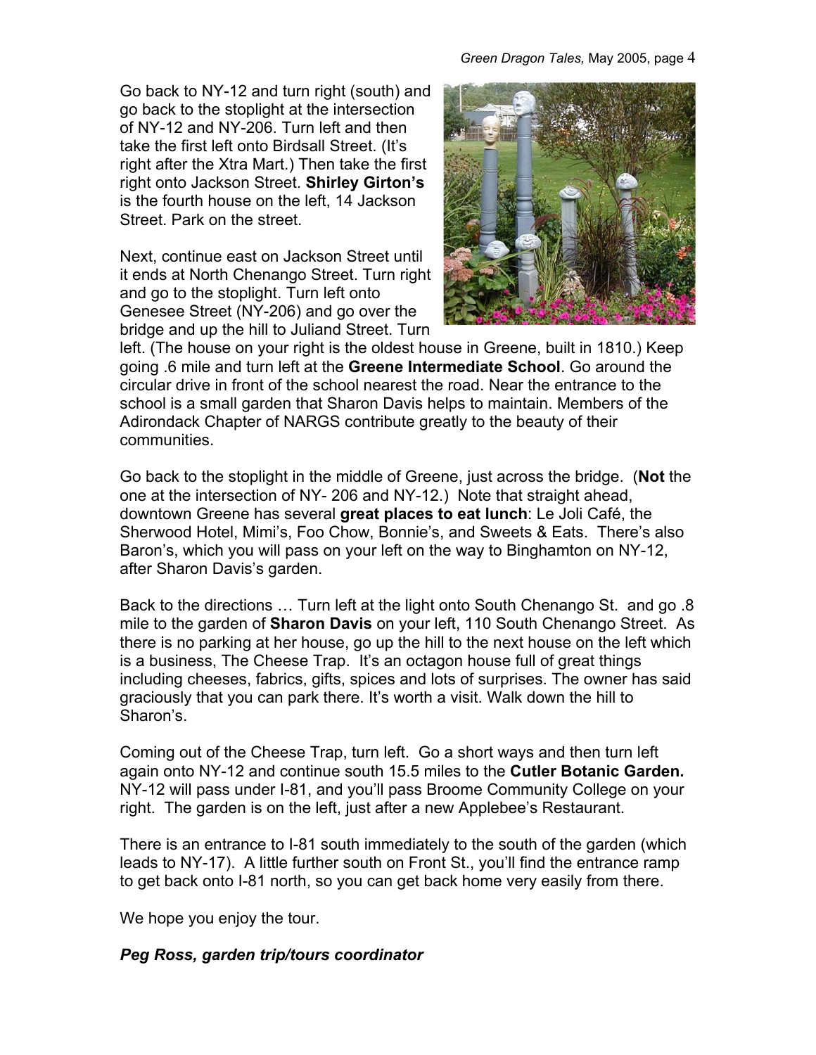Go back to NY-12 and turn right (south) and go back to the stoplight at the intersection of NY-12 and NY-206. Turn left and then take the first left onto Birdsall Street. (It's right after the Xtra Mart.) Then take the first right onto Jackson Street. **Shirley Girton's** is the fourth house on the left, 14 Jackson Street. Park on the street.

Next, continue east on Jackson Street until it ends at North Chenango Street. Turn right and go to the stoplight. Turn left onto Genesee Street (NY-206) and go over the bridge and up the hill to Juliand Street. Turn left. (The house on your right is the oldest house in Greene, built in 1810.) Keep going .6 mile and turn left at the **Greene Intermediate School**. Go around the circular drive in front of the school nearest the road. Near the entrance to the school is a small garden that Sharon Davis helps to maintain. Members of the Adirondack Chapter of NARGS contribute greatly to the beauty of their communities.

Go back to the stoplight in the middle of Greene, just across the bridge. (**Not** the one at the intersection of NY- 206 and NY-12.) Note that straight ahead, downtown Greene has several **great places to eat lunch**: Le Joli Café, the Sherwood Hotel, Mimi's, Foo Chow, Bonnie's, and Sweets & Eats. There's also Baron's, which you will pass on your left on the way to Binghamton on NY-12, after Sharon Davis's garden.

Back to the directions … Turn left at the light onto South Chenango St. and go .8 mile to the garden of **Sharon Davis** on your left, 110 South Chenango Street. As there is no parking at her house, go up the hill to the next house on the left which is a business, The Cheese Trap. It's an octagon house full of great things including cheeses, fabrics, gifts, spices and lots of surprises. The owner has said graciously that you can park there. It's worth a visit. Walk down the hill to Sharon's.

Coming out of the Cheese Trap, turn left. Go a short ways and then turn left again onto NY-12 and continue south 15.5 miles to the **Cutler Botanic Garden.** NY-12 will pass under I-81, and you'll pass Broome Community College on your right. The garden is on the left, just after a new Applebee's Restaurant.

There is an entrance to I-81 south immediately to the south of the garden (which leads to NY-17). A little further south on Front St., you'll find the entrance ramp to get back onto I-81 north, so you can get back home very easily from there.

We hope you enjoy the tour.

***Peg Ross, garden trip/tours coordinator***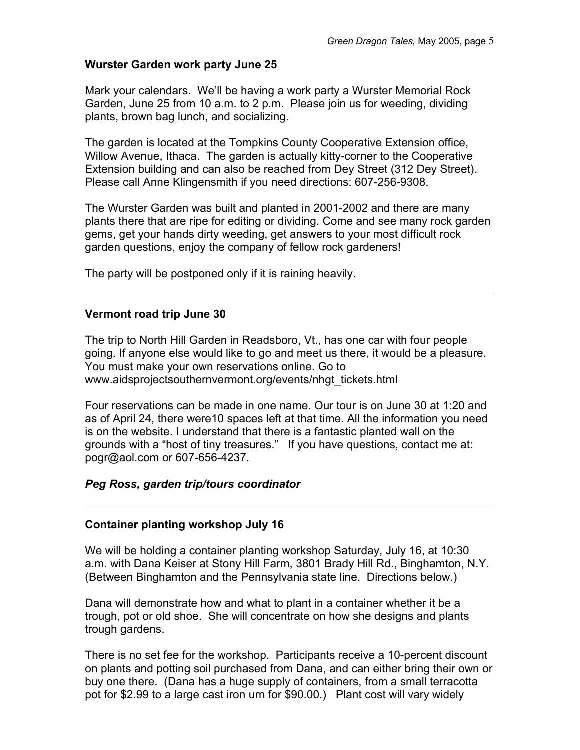### Wurster Garden work party June 25

Mark your calendars. We'll be having a work party a Wurster Memorial Rock Garden, June 25 from 10 a.m. to 2 p.m. Please join us for weeding, dividing plants, brown bag lunch, and socializing.

The garden is located at the Tompkins County Cooperative Extension office, Willow Avenue, Ithaca. The garden is actually kitty-corner to the Cooperative Extension building and can also be reached from Dey Street (312 Dey Street). Please call Anne Klingensmith if you need directions: 607-256-9308.

The Wurster Garden was built and planted in 2001-2002 and there are many plants there that are ripe for editing or dividing. Come and see many rock garden gems, get your hands dirty weeding, get answers to your most difficult rock garden questions, enjoy the company of fellow rock gardeners!

The party will be postponed only if it is raining heavily.

---

### Vermont road trip June 30

The trip to North Hill Garden in Readsboro, Vt., has one car with four people going. If anyone else would like to go and meet us there, it would be a pleasure. You must make your own reservations online. Go to www.aidsprojectsouthernvermont.org/events/nhgt_tickets.html

Four reservations can be made in one name. Our tour is on June 30 at 1:20 and as of April 24, there were10 spaces left at that time. All the information you need is on the website. I understand that there is a fantastic planted wall on the grounds with a "host of tiny treasures." If you have questions, contact me at: pogr@aol.com or 607-656-4237.

***Peg Ross, garden trip/tours coordinator***

---

### Container planting workshop July 16

We will be holding a container planting workshop Saturday, July 16, at 10:30 a.m. with Dana Keiser at Stony Hill Farm, 3801 Brady Hill Rd., Binghamton, N.Y. (Between Binghamton and the Pennsylvania state line. Directions below.)

Dana will demonstrate how and what to plant in a container whether it be a trough, pot or old shoe. She will concentrate on how she designs and plants trough gardens.

There is no set fee for the workshop. Participants receive a 10-percent discount on plants and potting soil purchased from Dana, and can either bring their own or buy one there. (Dana has a huge supply of containers, from a small terracotta pot for $2.99 to a large cast iron urn for $90.00.) Plant cost will vary widely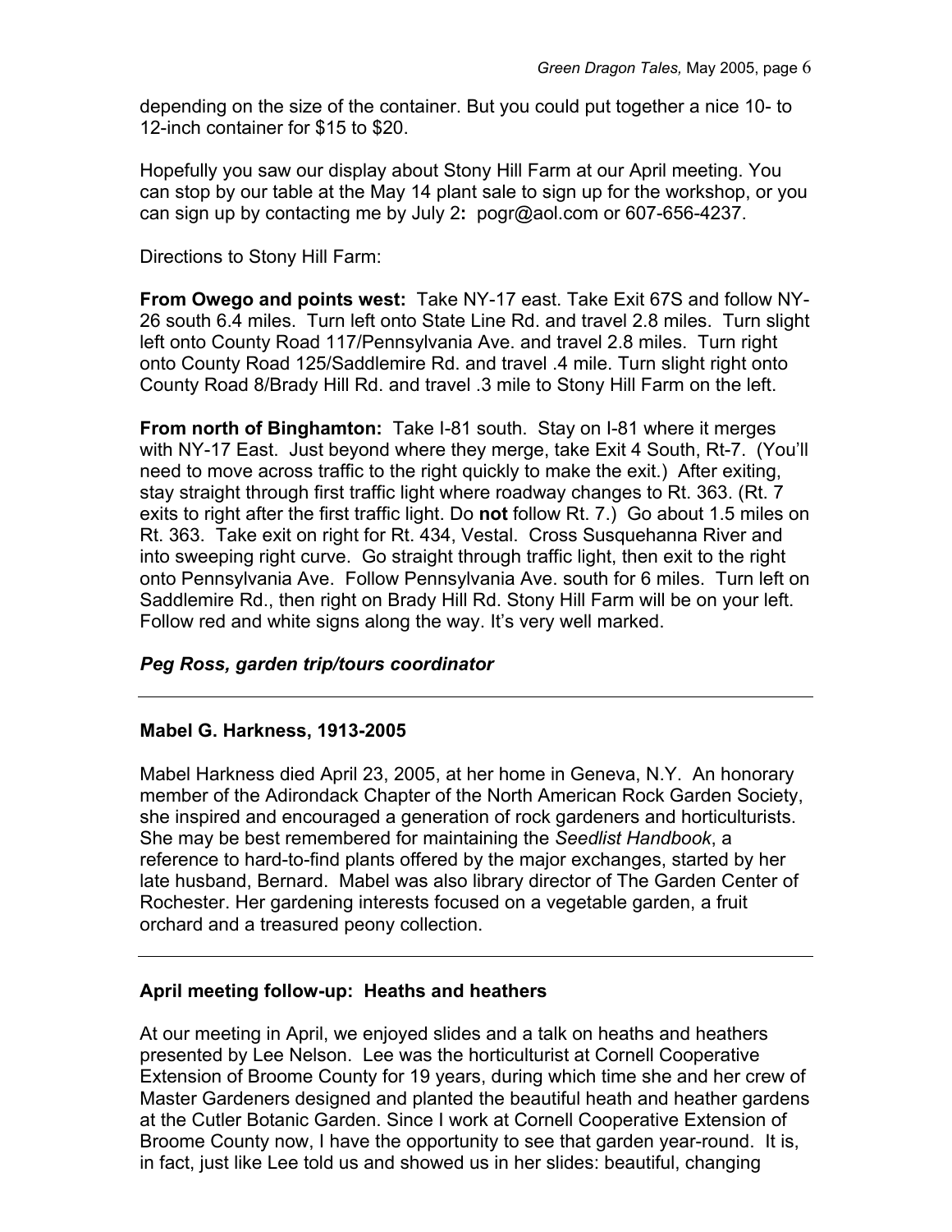depending on the size of the container. But you could put together a nice 10- to 12-inch container for $15 to $20.

Hopefully you saw our display about Stony Hill Farm at our April meeting. You can stop by our table at the May 14 plant sale to sign up for the workshop, or you can sign up by contacting me by July 2**:** pogr@aol.com or 607-656-4237.

Directions to Stony Hill Farm:

**From Owego and points west:** Take NY-17 east. Take Exit 67S and follow NY-26 south 6.4 miles. Turn left onto State Line Rd. and travel 2.8 miles. Turn slight left onto County Road 117/Pennsylvania Ave. and travel 2.8 miles. Turn right onto County Road 125/Saddlemire Rd. and travel .4 mile. Turn slight right onto County Road 8/Brady Hill Rd. and travel .3 mile to Stony Hill Farm on the left.

**From north of Binghamton:** Take I-81 south. Stay on I-81 where it merges with NY-17 East. Just beyond where they merge, take Exit 4 South, Rt-7. (You'll need to move across traffic to the right quickly to make the exit.) After exiting, stay straight through first traffic light where roadway changes to Rt. 363. (Rt. 7 exits to right after the first traffic light. Do **not** follow Rt. 7.) Go about 1.5 miles on Rt. 363. Take exit on right for Rt. 434, Vestal. Cross Susquehanna River and into sweeping right curve. Go straight through traffic light, then exit to the right onto Pennsylvania Ave. Follow Pennsylvania Ave. south for 6 miles. Turn left on Saddlemire Rd., then right on Brady Hill Rd. Stony Hill Farm will be on your left. Follow red and white signs along the way. It's very well marked.

***Peg Ross, garden trip/tours coordinator***

---

### Mabel G. Harkness, 1913-2005

Mabel Harkness died April 23, 2005, at her home in Geneva, N.Y. An honorary member of the Adirondack Chapter of the North American Rock Garden Society, she inspired and encouraged a generation of rock gardeners and horticulturists. She may be best remembered for maintaining the *Seedlist Handbook*, a reference to hard-to-find plants offered by the major exchanges, started by her late husband, Bernard. Mabel was also library director of The Garden Center of Rochester. Her gardening interests focused on a vegetable garden, a fruit orchard and a treasured peony collection.

---

### April meeting follow-up: Heaths and heathers

At our meeting in April, we enjoyed slides and a talk on heaths and heathers presented by Lee Nelson. Lee was the horticulturist at Cornell Cooperative Extension of Broome County for 19 years, during which time she and her crew of Master Gardeners designed and planted the beautiful heath and heather gardens at the Cutler Botanic Garden. Since I work at Cornell Cooperative Extension of Broome County now, I have the opportunity to see that garden year-round. It is, in fact, just like Lee told us and showed us in her slides: beautiful, changing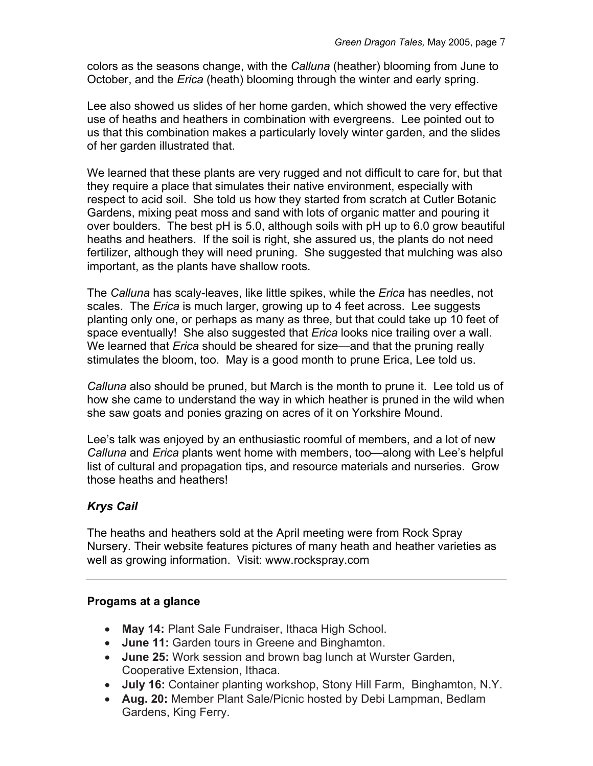colors as the seasons change, with the *Calluna* (heather) blooming from June to October, and the *Erica* (heath) blooming through the winter and early spring.

Lee also showed us slides of her home garden, which showed the very effective use of heaths and heathers in combination with evergreens. Lee pointed out to us that this combination makes a particularly lovely winter garden, and the slides of her garden illustrated that.

We learned that these plants are very rugged and not difficult to care for, but that they require a place that simulates their native environment, especially with respect to acid soil. She told us how they started from scratch at Cutler Botanic Gardens, mixing peat moss and sand with lots of organic matter and pouring it over boulders. The best pH is 5.0, although soils with pH up to 6.0 grow beautiful heaths and heathers. If the soil is right, she assured us, the plants do not need fertilizer, although they will need pruning. She suggested that mulching was also important, as the plants have shallow roots.

The *Calluna* has scaly-leaves, like little spikes, while the *Erica* has needles, not scales. The *Erica* is much larger, growing up to 4 feet across. Lee suggests planting only one, or perhaps as many as three, but that could take up 10 feet of space eventually! She also suggested that *Erica* looks nice trailing over a wall. We learned that *Erica* should be sheared for size—and that the pruning really stimulates the bloom, too. May is a good month to prune Erica, Lee told us.

*Calluna* also should be pruned, but March is the month to prune it. Lee told us of how she came to understand the way in which heather is pruned in the wild when she saw goats and ponies grazing on acres of it on Yorkshire Mound.

Lee's talk was enjoyed by an enthusiastic roomful of members, and a lot of new *Calluna* and *Erica* plants went home with members, too—along with Lee's helpful list of cultural and propagation tips, and resource materials and nurseries. Grow those heaths and heathers!

***Krys Cail***

The heaths and heathers sold at the April meeting were from Rock Spray Nursery. Their website features pictures of many heath and heather varieties as well as growing information. Visit: www.rockspray.com

---

**Progams at a glance**

- **May 14:** Plant Sale Fundraiser, Ithaca High School.
- **June 11:** Garden tours in Greene and Binghamton.
- **June 25:** Work session and brown bag lunch at Wurster Garden, Cooperative Extension, Ithaca.
- **July 16:** Container planting workshop, Stony Hill Farm, Binghamton, N.Y.
- **Aug. 20:** Member Plant Sale/Picnic hosted by Debi Lampman, Bedlam Gardens, King Ferry.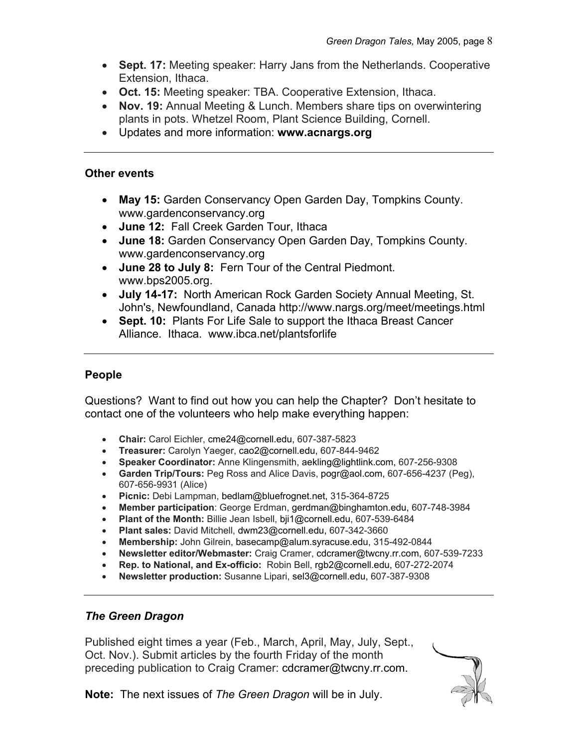- **Sept. 17:** Meeting speaker: Harry Jans from the Netherlands. Cooperative Extension, Ithaca.
- **Oct. 15:** Meeting speaker: TBA. Cooperative Extension, Ithaca.
- **Nov. 19:** Annual Meeting & Lunch. Members share tips on overwintering plants in pots. Whetzel Room, Plant Science Building, Cornell.
- Updates and more information: **www.acnargs.org**

---

### Other events

- **May 15:** Garden Conservancy Open Garden Day, Tompkins County. www.gardenconservancy.org
- **June 12:** Fall Creek Garden Tour, Ithaca
- **June 18:** Garden Conservancy Open Garden Day, Tompkins County. www.gardenconservancy.org
- **June 28 to July 8:** Fern Tour of the Central Piedmont. www.bps2005.org.
- **July 14-17:** North American Rock Garden Society Annual Meeting, St. John's, Newfoundland, Canada http://www.nargs.org/meet/meetings.html
- **Sept. 10:** Plants For Life Sale to support the Ithaca Breast Cancer Alliance. Ithaca. www.ibca.net/plantsforlife

---

### People

Questions? Want to find out how you can help the Chapter? Don't hesitate to contact one of the volunteers who help make everything happen:

- **Chair:** Carol Eichler, cme24@cornell.edu, 607-387-5823
- **Treasurer:** Carolyn Yaeger, cao2@cornell.edu, 607-844-9462
- **Speaker Coordinator:** Anne Klingensmith, aekling@lightlink.com, 607-256-9308
- **Garden Trip/Tours:** Peg Ross and Alice Davis, pogr@aol.com, 607-656-4237 (Peg), 607-656-9931 (Alice)
- **Picnic:** Debi Lampman, bedlam@bluefrognet.net, 315-364-8725
- **Member participation**: George Erdman, gerdman@binghamton.edu, 607-748-3984
- **Plant of the Month:** Billie Jean Isbell, bji1@cornell.edu, 607-539-6484
- **Plant sales:** David Mitchell, dwm23@cornell.edu, 607-342-3660
- **Membership:** John Gilrein, basecamp@alum.syracuse.edu, 315-492-0844
- **Newsletter editor/Webmaster:** Craig Cramer, cdcramer@twcny.rr.com, 607-539-7233
- **Rep. to National, and Ex-officio:** Robin Bell, rgb2@cornell.edu, 607-272-2074
- **Newsletter production:** Susanne Lipari, sel3@cornell.edu, 607-387-9308

---

### *The Green Dragon*

Published eight times a year (Feb., March, April, May, July, Sept., Oct. Nov.). Submit articles by the fourth Friday of the month preceding publication to Craig Cramer: cdcramer@twcny.rr.com.

**Note:** The next issues of *The Green Dragon* will be in July.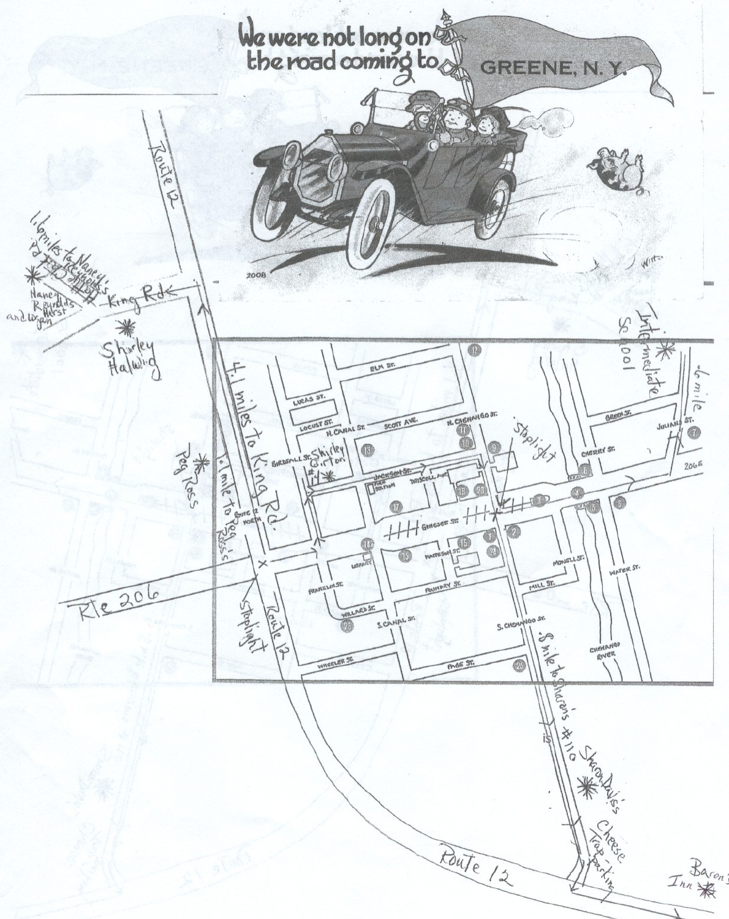We were not long on the road coming to GREENE, N. Y.

2008

Route 12

King Rd

1.6 miles to Nancy's

Nancy Reynolds Hurst and Logan

Shirley Halwig

4.1 miles to King Rd.

.6 mile to Peg Ross's

Peg Ross

Rte 206

Route 12

stoplight

Intermediate School

.6 mile

ELM ST.

LUCAS ST.

LOCUST ST.

N. CANAL ST.

SCOTT AVE.

N. CHENANGO ST.

BIRDSALL ST.

Shirley Girton

JACKSON ST.

FIRE STATION

DRISCOLL AVE.

stoplight

GREEN ST.

JULIAND ST.

CHERRY ST.

206E

ROUTE 12 NORTH

GENESEE ST.

LIBRARY

FRANKLIN ST.

HAKESON ST.

MONELL ST.

WATER ST.

FOUNDRY ST.

MILL ST.

WILLARD ST.

S. CANAL ST.

S. CHENANGO ST.

CHENANGO RIVER

WHEELER ST.

PAGE ST.

.8 mile to Sharon's #110

Sharon Davis's

Cheese Trap parking

Route 12

Baron's Inn